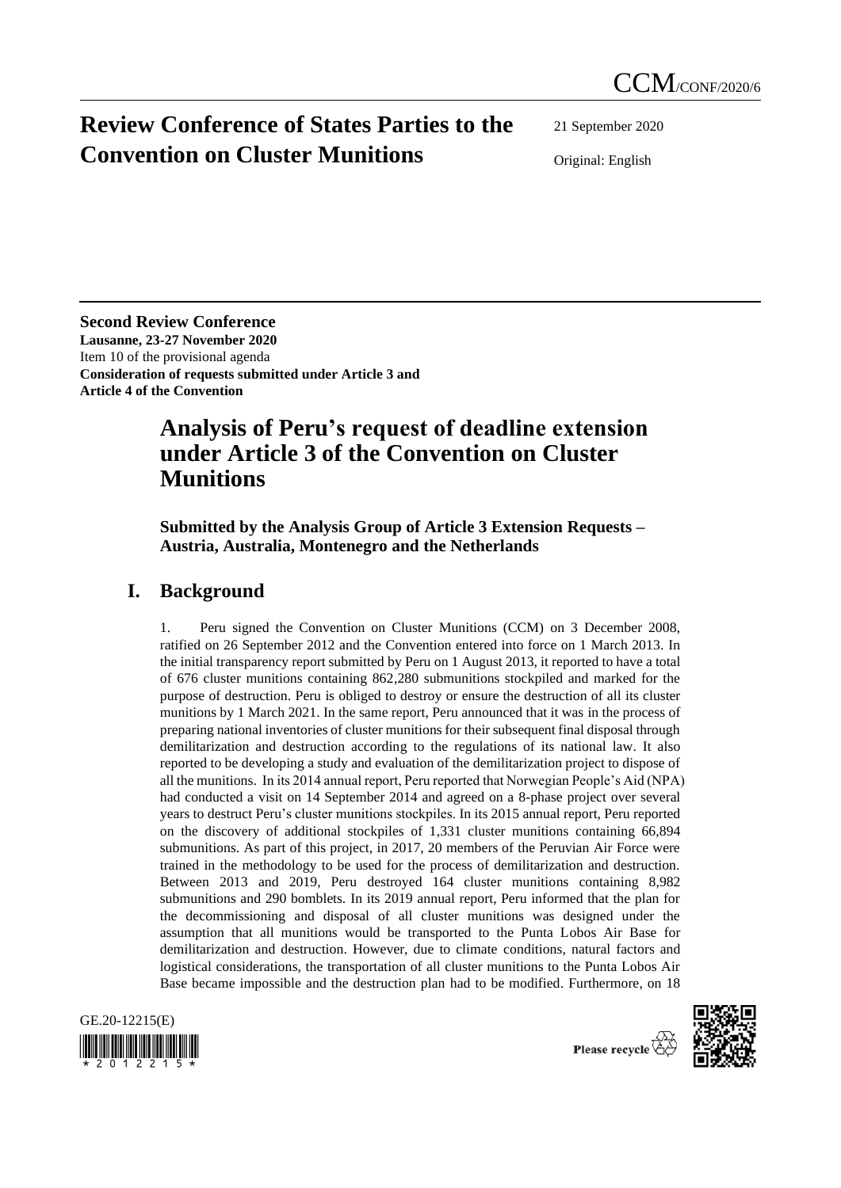CCM/CONF/2020/6

# Review Conference of States Parties to the Convention on Cluster Munitions

21 September 2020

Original: English

**Second Review Conference**
**Lausanne, 23-27 November 2020**
Item 10 of the provisional agenda
**Consideration of requests submitted under Article 3 and Article 4 of the Convention**

# Analysis of Peru's request of deadline extension under Article 3 of the Convention on Cluster Munitions

**Submitted by the Analysis Group of Article 3 Extension Requests – Austria, Australia, Montenegro and the Netherlands**

## I. Background

1. Peru signed the Convention on Cluster Munitions (CCM) on 3 December 2008, ratified on 26 September 2012 and the Convention entered into force on 1 March 2013. In the initial transparency report submitted by Peru on 1 August 2013, it reported to have a total of 676 cluster munitions containing 862,280 submunitions stockpiled and marked for the purpose of destruction. Peru is obliged to destroy or ensure the destruction of all its cluster munitions by 1 March 2021. In the same report, Peru announced that it was in the process of preparing national inventories of cluster munitions for their subsequent final disposal through demilitarization and destruction according to the regulations of its national law. It also reported to be developing a study and evaluation of the demilitarization project to dispose of all the munitions. In its 2014 annual report, Peru reported that Norwegian People's Aid (NPA) had conducted a visit on 14 September 2014 and agreed on a 8-phase project over several years to destruct Peru's cluster munitions stockpiles. In its 2015 annual report, Peru reported on the discovery of additional stockpiles of 1,331 cluster munitions containing 66,894 submunitions. As part of this project, in 2017, 20 members of the Peruvian Air Force were trained in the methodology to be used for the process of demilitarization and destruction. Between 2013 and 2019, Peru destroyed 164 cluster munitions containing 8,982 submunitions and 290 bomblets. In its 2019 annual report, Peru informed that the plan for the decommissioning and disposal of all cluster munitions was designed under the assumption that all munitions would be transported to the Punta Lobos Air Base for demilitarization and destruction. However, due to climate conditions, natural factors and logistical considerations, the transportation of all cluster munitions to the Punta Lobos Air Base became impossible and the destruction plan had to be modified. Furthermore, on 18

GE.20-12215(E)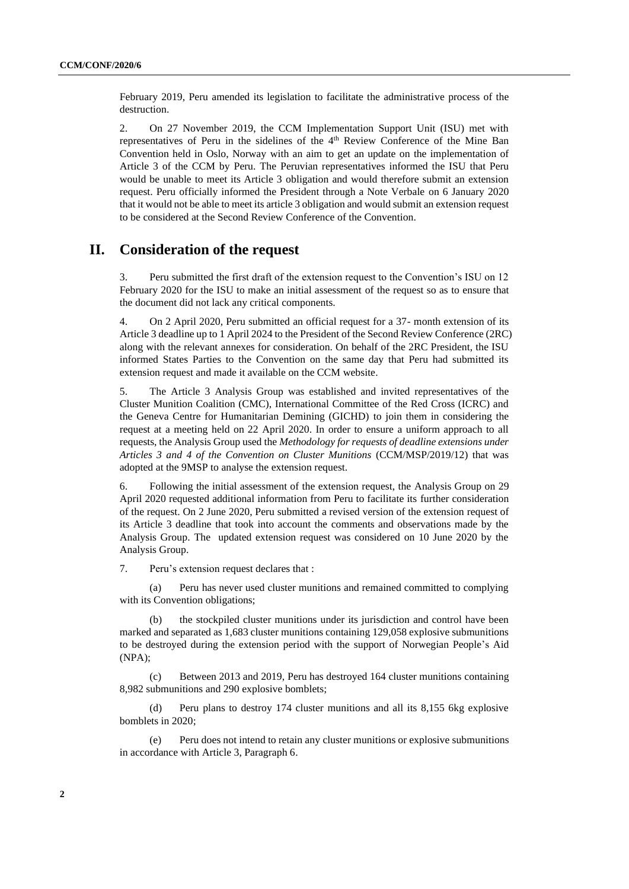February 2019, Peru amended its legislation to facilitate the administrative process of the destruction.

2. On 27 November 2019, the CCM Implementation Support Unit (ISU) met with representatives of Peru in the sidelines of the 4th Review Conference of the Mine Ban Convention held in Oslo, Norway with an aim to get an update on the implementation of Article 3 of the CCM by Peru. The Peruvian representatives informed the ISU that Peru would be unable to meet its Article 3 obligation and would therefore submit an extension request. Peru officially informed the President through a Note Verbale on 6 January 2020 that it would not be able to meet its article 3 obligation and would submit an extension request to be considered at the Second Review Conference of the Convention.

## II. Consideration of the request

3. Peru submitted the first draft of the extension request to the Convention's ISU on 12 February 2020 for the ISU to make an initial assessment of the request so as to ensure that the document did not lack any critical components.

4. On 2 April 2020, Peru submitted an official request for a 37- month extension of its Article 3 deadline up to 1 April 2024 to the President of the Second Review Conference (2RC) along with the relevant annexes for consideration. On behalf of the 2RC President, the ISU informed States Parties to the Convention on the same day that Peru had submitted its extension request and made it available on the CCM website.

5. The Article 3 Analysis Group was established and invited representatives of the Cluster Munition Coalition (CMC), International Committee of the Red Cross (ICRC) and the Geneva Centre for Humanitarian Demining (GICHD) to join them in considering the request at a meeting held on 22 April 2020. In order to ensure a uniform approach to all requests, the Analysis Group used the *Methodology for requests of deadline extensions under Articles 3 and 4 of the Convention on Cluster Munitions* (CCM/MSP/2019/12) that was adopted at the 9MSP to analyse the extension request.

6. Following the initial assessment of the extension request, the Analysis Group on 29 April 2020 requested additional information from Peru to facilitate its further consideration of the request. On 2 June 2020, Peru submitted a revised version of the extension request of its Article 3 deadline that took into account the comments and observations made by the Analysis Group. The updated extension request was considered on 10 June 2020 by the Analysis Group.

7. Peru's extension request declares that :

(a) Peru has never used cluster munitions and remained committed to complying with its Convention obligations;

(b) the stockpiled cluster munitions under its jurisdiction and control have been marked and separated as 1,683 cluster munitions containing 129,058 explosive submunitions to be destroyed during the extension period with the support of Norwegian People's Aid (NPA);

(c) Between 2013 and 2019, Peru has destroyed 164 cluster munitions containing 8,982 submunitions and 290 explosive bomblets;

(d) Peru plans to destroy 174 cluster munitions and all its 8,155 6kg explosive bomblets in 2020;

(e) Peru does not intend to retain any cluster munitions or explosive submunitions in accordance with Article 3, Paragraph 6.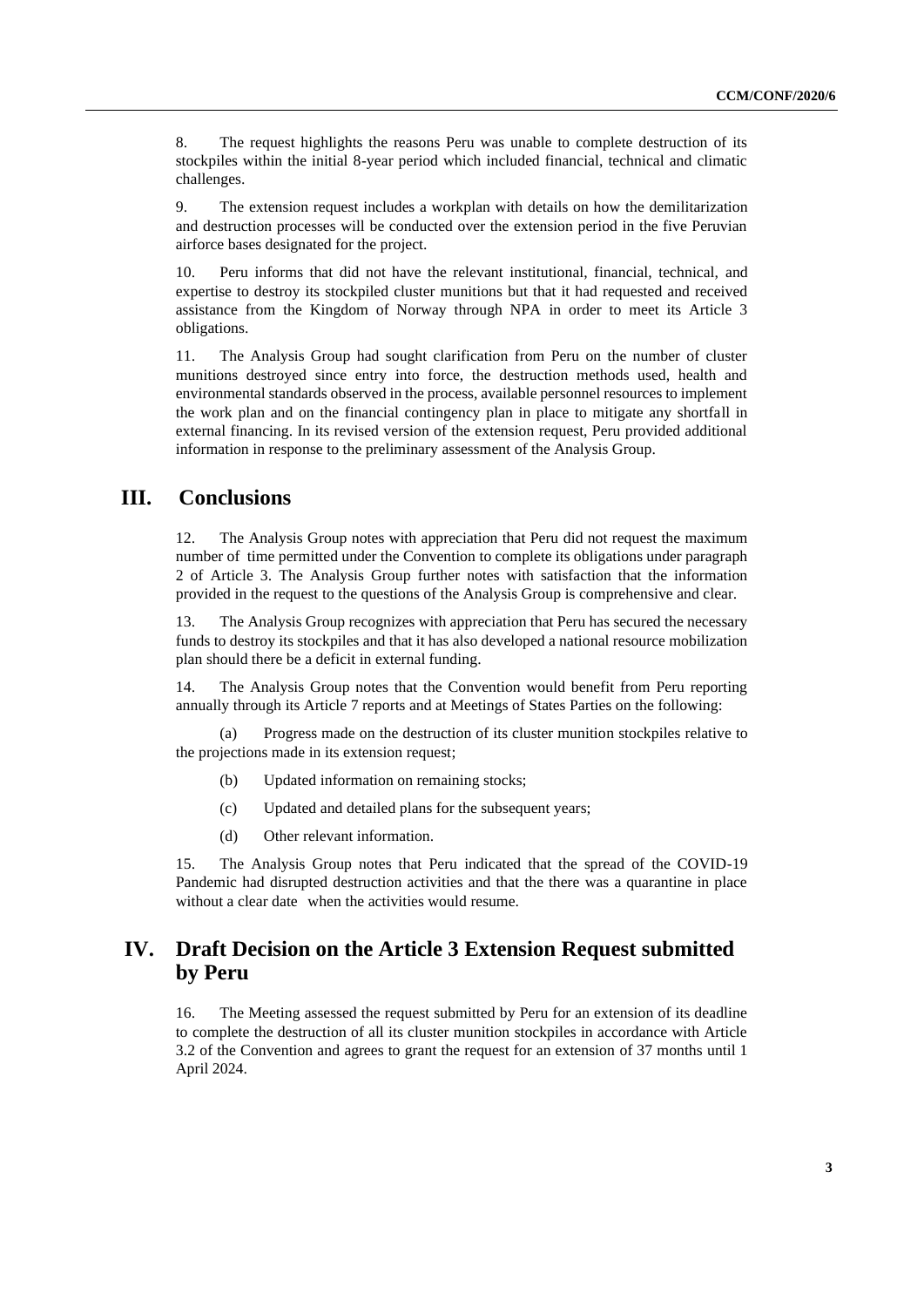8. The request highlights the reasons Peru was unable to complete destruction of its stockpiles within the initial 8-year period which included financial, technical and climatic challenges.

9. The extension request includes a workplan with details on how the demilitarization and destruction processes will be conducted over the extension period in the five Peruvian airforce bases designated for the project.

10. Peru informs that did not have the relevant institutional, financial, technical, and expertise to destroy its stockpiled cluster munitions but that it had requested and received assistance from the Kingdom of Norway through NPA in order to meet its Article 3 obligations.

11. The Analysis Group had sought clarification from Peru on the number of cluster munitions destroyed since entry into force, the destruction methods used, health and environmental standards observed in the process, available personnel resources to implement the work plan and on the financial contingency plan in place to mitigate any shortfall in external financing. In its revised version of the extension request, Peru provided additional information in response to the preliminary assessment of the Analysis Group.

## III. Conclusions

12. The Analysis Group notes with appreciation that Peru did not request the maximum number of time permitted under the Convention to complete its obligations under paragraph 2 of Article 3. The Analysis Group further notes with satisfaction that the information provided in the request to the questions of the Analysis Group is comprehensive and clear.

13. The Analysis Group recognizes with appreciation that Peru has secured the necessary funds to destroy its stockpiles and that it has also developed a national resource mobilization plan should there be a deficit in external funding.

14. The Analysis Group notes that the Convention would benefit from Peru reporting annually through its Article 7 reports and at Meetings of States Parties on the following:

(a) Progress made on the destruction of its cluster munition stockpiles relative to the projections made in its extension request;

(b) Updated information on remaining stocks;

(c) Updated and detailed plans for the subsequent years;

(d) Other relevant information.

15. The Analysis Group notes that Peru indicated that the spread of the COVID-19 Pandemic had disrupted destruction activities and that the there was a quarantine in place without a clear date when the activities would resume.

## IV. Draft Decision on the Article 3 Extension Request submitted by Peru

16. The Meeting assessed the request submitted by Peru for an extension of its deadline to complete the destruction of all its cluster munition stockpiles in accordance with Article 3.2 of the Convention and agrees to grant the request for an extension of 37 months until 1 April 2024.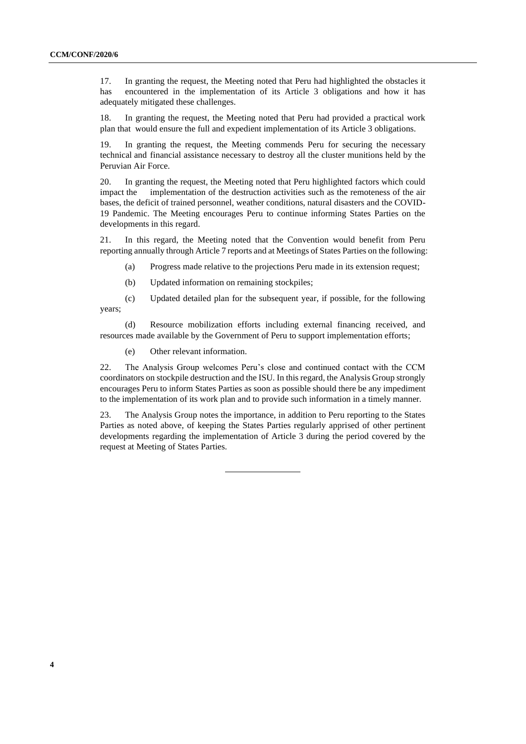17. In granting the request, the Meeting noted that Peru had highlighted the obstacles it has encountered in the implementation of its Article 3 obligations and how it has adequately mitigated these challenges.

18. In granting the request, the Meeting noted that Peru had provided a practical work plan that would ensure the full and expedient implementation of its Article 3 obligations.

19. In granting the request, the Meeting commends Peru for securing the necessary technical and financial assistance necessary to destroy all the cluster munitions held by the Peruvian Air Force.

20. In granting the request, the Meeting noted that Peru highlighted factors which could impact the implementation of the destruction activities such as the remoteness of the air bases, the deficit of trained personnel, weather conditions, natural disasters and the COVID-19 Pandemic. The Meeting encourages Peru to continue informing States Parties on the developments in this regard.

21. In this regard, the Meeting noted that the Convention would benefit from Peru reporting annually through Article 7 reports and at Meetings of States Parties on the following:

(a) Progress made relative to the projections Peru made in its extension request;

(b) Updated information on remaining stockpiles;

(c) Updated detailed plan for the subsequent year, if possible, for the following years;

(d) Resource mobilization efforts including external financing received, and resources made available by the Government of Peru to support implementation efforts;

(e) Other relevant information.

22. The Analysis Group welcomes Peru's close and continued contact with the CCM coordinators on stockpile destruction and the ISU. In this regard, the Analysis Group strongly encourages Peru to inform States Parties as soon as possible should there be any impediment to the implementation of its work plan and to provide such information in a timely manner.

23. The Analysis Group notes the importance, in addition to Peru reporting to the States Parties as noted above, of keeping the States Parties regularly apprised of other pertinent developments regarding the implementation of Article 3 during the period covered by the request at Meeting of States Parties.